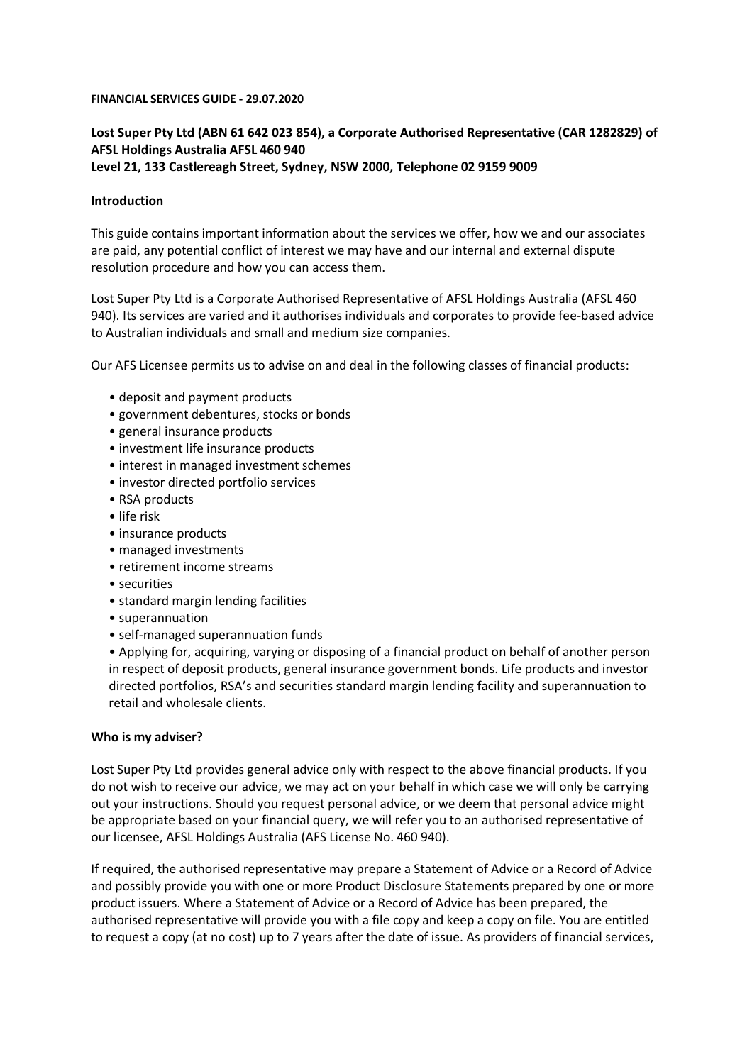**FINANCIAL SERVICES GUIDE - 29.07.2020**

**Lost Super Pty Ltd (ABN 61 642 023 854), a Corporate Authorised Representative (CAR 1282829) of AFSL Holdings Australia AFSL 460 940**
**Level 21, 133 Castlereagh Street, Sydney, NSW 2000, Telephone 02 9159 9009**

**Introduction**

This guide contains important information about the services we offer, how we and our associates are paid, any potential conflict of interest we may have and our internal and external dispute resolution procedure and how you can access them.

Lost Super Pty Ltd is a Corporate Authorised Representative of AFSL Holdings Australia (AFSL 460 940). Its services are varied and it authorises individuals and corporates to provide fee-based advice to Australian individuals and small and medium size companies.

Our AFS Licensee permits us to advise on and deal in the following classes of financial products:

- deposit and payment products
- government debentures, stocks or bonds
- general insurance products
- investment life insurance products
- interest in managed investment schemes
- investor directed portfolio services
- RSA products
- life risk
- insurance products
- managed investments
- retirement income streams
- securities
- standard margin lending facilities
- superannuation
- self-managed superannuation funds
- Applying for, acquiring, varying or disposing of a financial product on behalf of another person in respect of deposit products, general insurance government bonds. Life products and investor directed portfolios, RSA's and securities standard margin lending facility and superannuation to retail and wholesale clients.

**Who is my adviser?**

Lost Super Pty Ltd provides general advice only with respect to the above financial products. If you do not wish to receive our advice, we may act on your behalf in which case we will only be carrying out your instructions. Should you request personal advice, or we deem that personal advice might be appropriate based on your financial query, we will refer you to an authorised representative of our licensee, AFSL Holdings Australia (AFS License No. 460 940).

If required, the authorised representative may prepare a Statement of Advice or a Record of Advice and possibly provide you with one or more Product Disclosure Statements prepared by one or more product issuers. Where a Statement of Advice or a Record of Advice has been prepared, the authorised representative will provide you with a file copy and keep a copy on file. You are entitled to request a copy (at no cost) up to 7 years after the date of issue. As providers of financial services,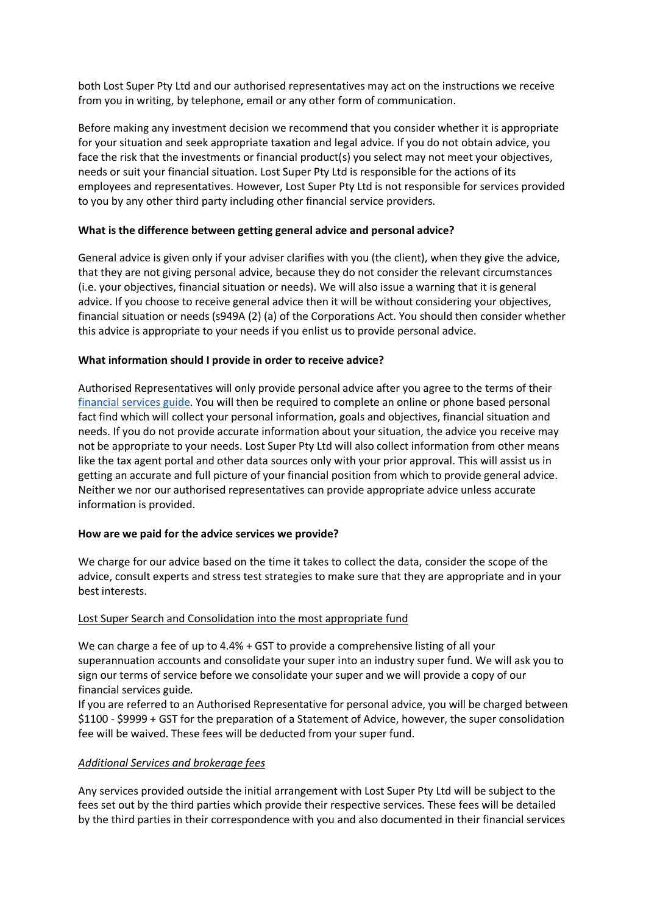both Lost Super Pty Ltd and our authorised representatives may act on the instructions we receive from you in writing, by telephone, email or any other form of communication.

Before making any investment decision we recommend that you consider whether it is appropriate for your situation and seek appropriate taxation and legal advice. If you do not obtain advice, you face the risk that the investments or financial product(s) you select may not meet your objectives, needs or suit your financial situation. Lost Super Pty Ltd is responsible for the actions of its employees and representatives. However, Lost Super Pty Ltd is not responsible for services provided to you by any other third party including other financial service providers.

**What is the difference between getting general advice and personal advice?**

General advice is given only if your adviser clarifies with you (the client), when they give the advice, that they are not giving personal advice, because they do not consider the relevant circumstances (i.e. your objectives, financial situation or needs). We will also issue a warning that it is general advice. If you choose to receive general advice then it will be without considering your objectives, financial situation or needs (s949A (2) (a) of the Corporations Act. You should then consider whether this advice is appropriate to your needs if you enlist us to provide personal advice.

**What information should I provide in order to receive advice?**

Authorised Representatives will only provide personal advice after you agree to the terms of their financial services guide. You will then be required to complete an online or phone based personal fact find which will collect your personal information, goals and objectives, financial situation and needs. If you do not provide accurate information about your situation, the advice you receive may not be appropriate to your needs. Lost Super Pty Ltd will also collect information from other means like the tax agent portal and other data sources only with your prior approval. This will assist us in getting an accurate and full picture of your financial position from which to provide general advice. Neither we nor our authorised representatives can provide appropriate advice unless accurate information is provided.

**How are we paid for the advice services we provide?**

We charge for our advice based on the time it takes to collect the data, consider the scope of the advice, consult experts and stress test strategies to make sure that they are appropriate and in your best interests.

Lost Super Search and Consolidation into the most appropriate fund

We can charge a fee of up to 4.4% + GST to provide a comprehensive listing of all your superannuation accounts and consolidate your super into an industry super fund. We will ask you to sign our terms of service before we consolidate your super and we will provide a copy of our financial services guide.
If you are referred to an Authorised Representative for personal advice, you will be charged between $1100 - $9999 + GST for the preparation of a Statement of Advice, however, the super consolidation fee will be waived. These fees will be deducted from your super fund.

*Additional Services and brokerage fees*

Any services provided outside the initial arrangement with Lost Super Pty Ltd will be subject to the fees set out by the third parties which provide their respective services. These fees will be detailed by the third parties in their correspondence with you and also documented in their financial services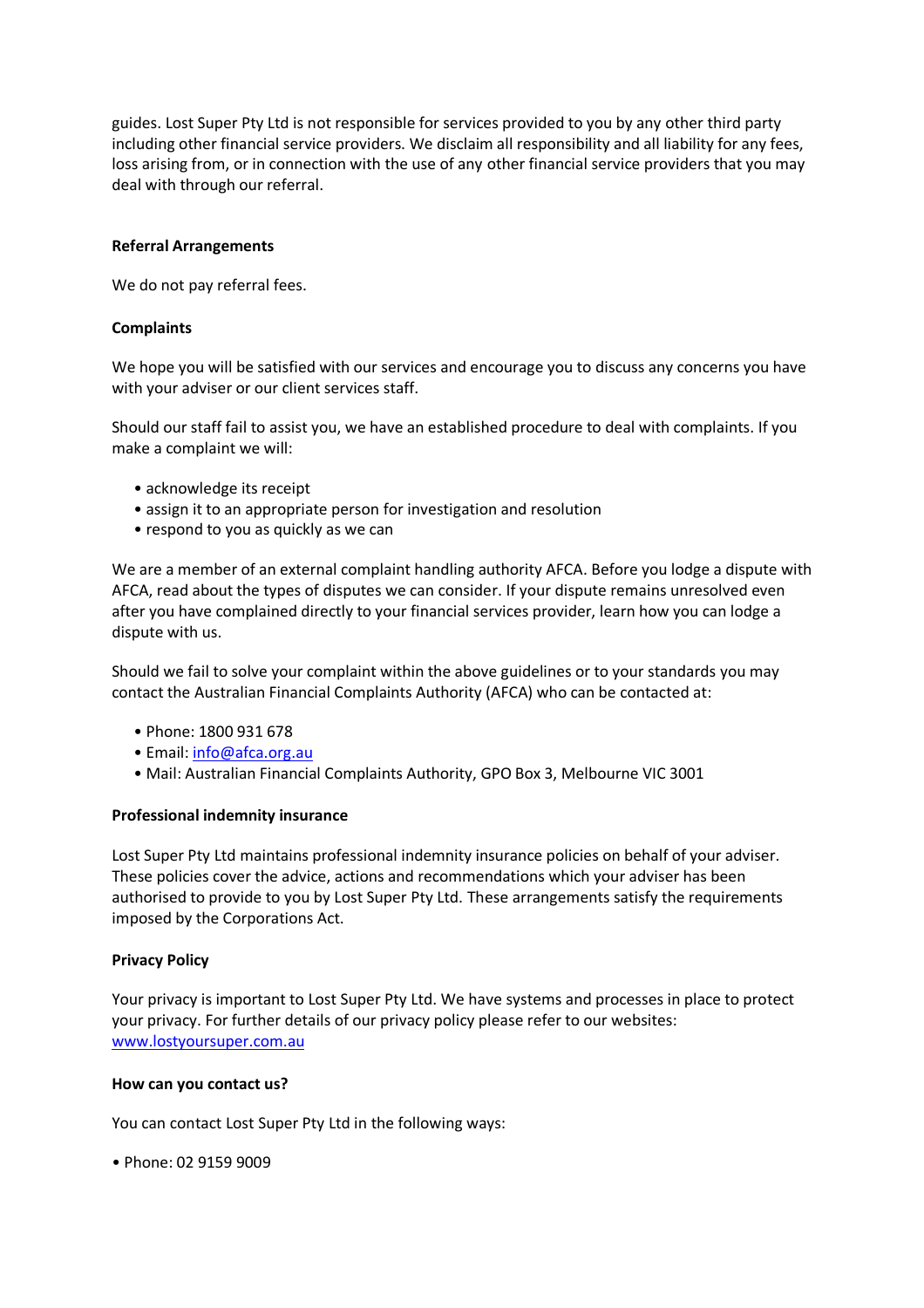guides. Lost Super Pty Ltd is not responsible for services provided to you by any other third party including other financial service providers. We disclaim all responsibility and all liability for any fees, loss arising from, or in connection with the use of any other financial service providers that you may deal with through our referral.

**Referral Arrangements**

We do not pay referral fees.

**Complaints**

We hope you will be satisfied with our services and encourage you to discuss any concerns you have with your adviser or our client services staff.

Should our staff fail to assist you, we have an established procedure to deal with complaints. If you make a complaint we will:

- acknowledge its receipt
- assign it to an appropriate person for investigation and resolution
- respond to you as quickly as we can

We are a member of an external complaint handling authority AFCA. Before you lodge a dispute with AFCA, read about the types of disputes we can consider. If your dispute remains unresolved even after you have complained directly to your financial services provider, learn how you can lodge a dispute with us.

Should we fail to solve your complaint within the above guidelines or to your standards you may contact the Australian Financial Complaints Authority (AFCA) who can be contacted at:

- Phone: 1800 931 678
- Email: info@afca.org.au
- Mail: Australian Financial Complaints Authority, GPO Box 3, Melbourne VIC 3001

**Professional indemnity insurance**

Lost Super Pty Ltd maintains professional indemnity insurance policies on behalf of your adviser. These policies cover the advice, actions and recommendations which your adviser has been authorised to provide to you by Lost Super Pty Ltd. These arrangements satisfy the requirements imposed by the Corporations Act.

**Privacy Policy**

Your privacy is important to Lost Super Pty Ltd. We have systems and processes in place to protect your privacy. For further details of our privacy policy please refer to our websites: www.lostyoursuper.com.au

**How can you contact us?**

You can contact Lost Super Pty Ltd in the following ways:

- Phone: 02 9159 9009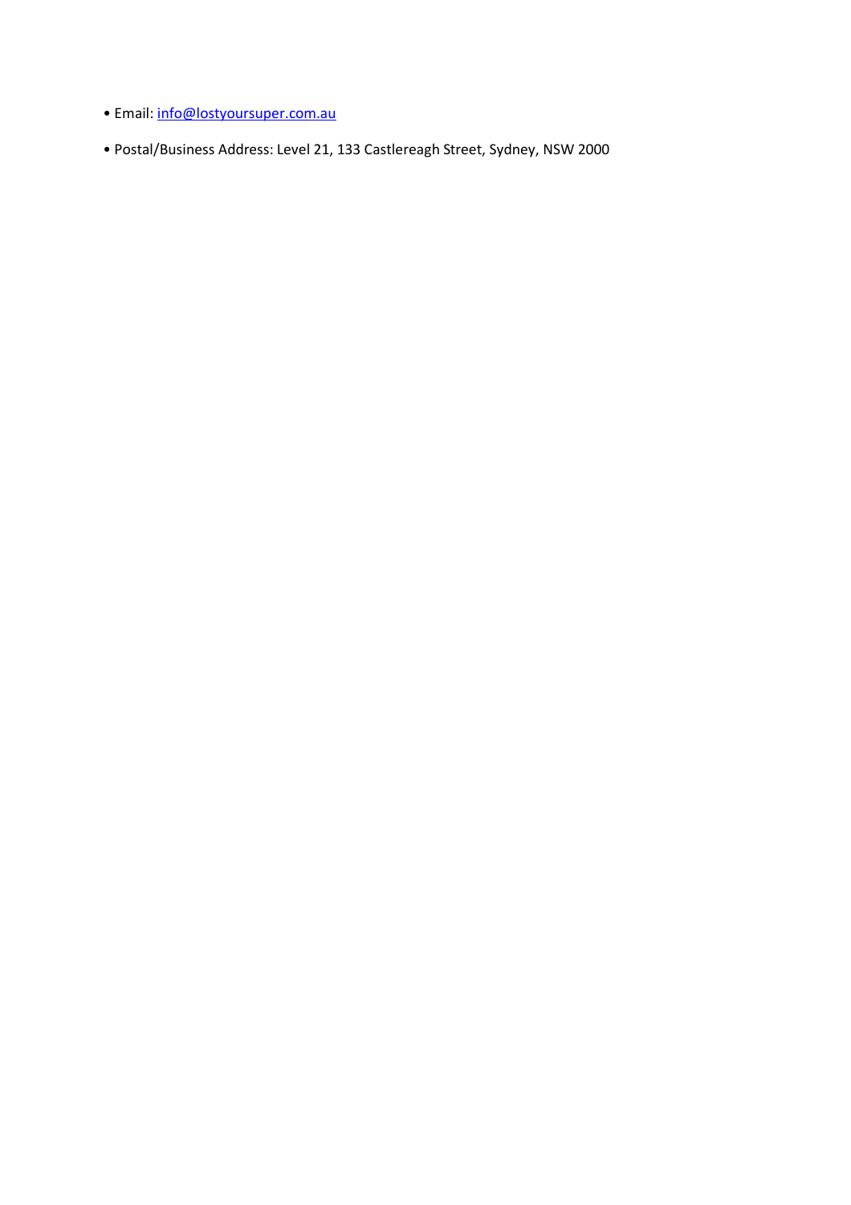- Email: info@lostyoursuper.com.au
- Postal/Business Address: Level 21, 133 Castlereagh Street, Sydney, NSW 2000